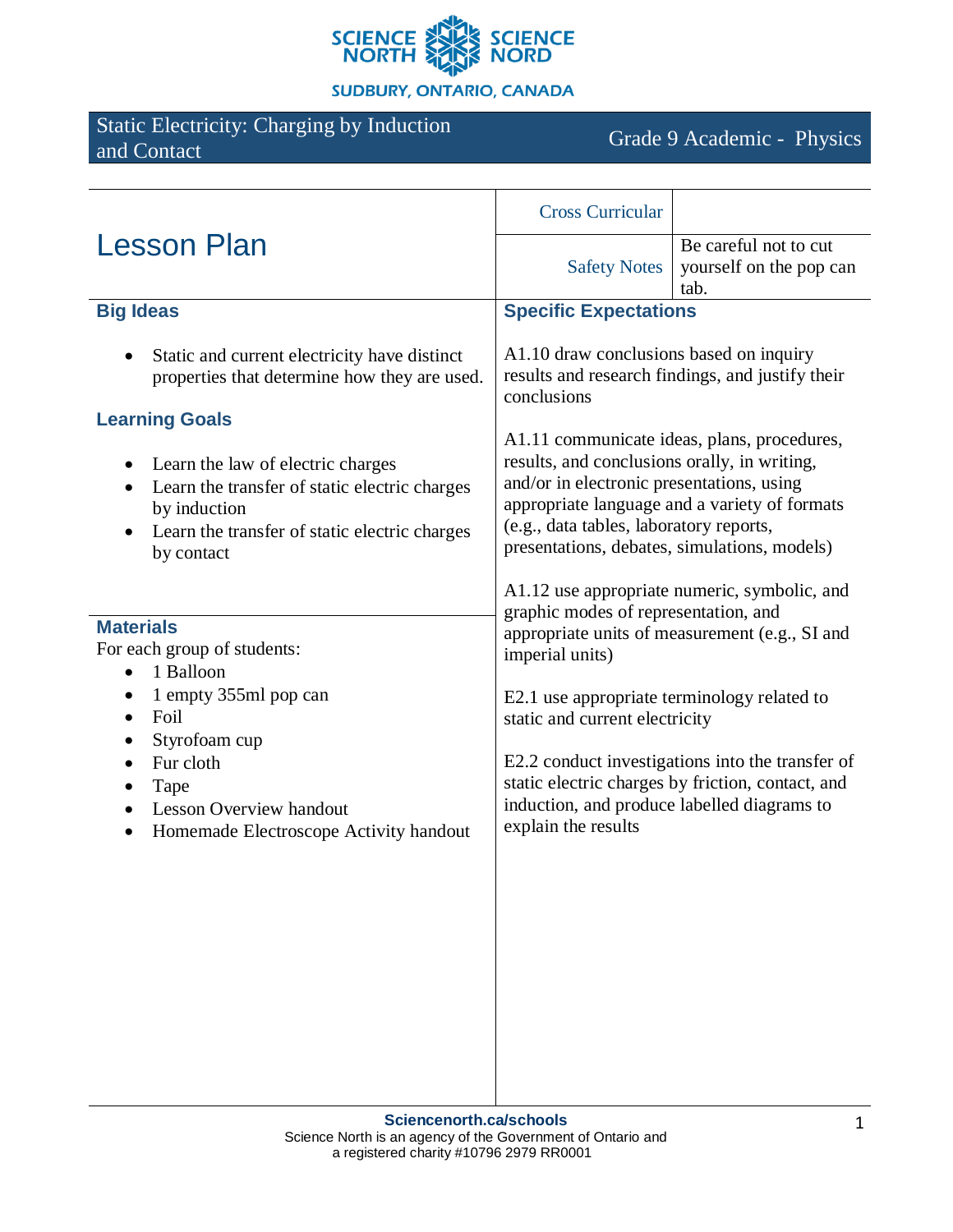SCIENCE NORTH SCIENCE NORD

SUDBURY, ONTARIO, CANADA

# Static Electricity: Charging by Induction and Contact

Grade 9 Academic - Physics

## Lesson Plan

| Cross Curricular | |
|---|---|
| Safety Notes | Be careful not to cut yourself on the pop can tab. |

### Big Ideas

- Static and current electricity have distinct properties that determine how they are used.

### Learning Goals

- Learn the law of electric charges
- Learn the transfer of static electric charges by induction
- Learn the transfer of static electric charges by contact

### Materials

For each group of students:

- 1 Balloon
- 1 empty 355ml pop can
- Foil
- Styrofoam cup
- Fur cloth
- Tape
- Lesson Overview handout
- Homemade Electroscope Activity handout

### Specific Expectations

A1.10 draw conclusions based on inquiry results and research findings, and justify their conclusions

A1.11 communicate ideas, plans, procedures, results, and conclusions orally, in writing, and/or in electronic presentations, using appropriate language and a variety of formats (e.g., data tables, laboratory reports, presentations, debates, simulations, models)

A1.12 use appropriate numeric, symbolic, and graphic modes of representation, and appropriate units of measurement (e.g., SI and imperial units)

E2.1 use appropriate terminology related to static and current electricity

E2.2 conduct investigations into the transfer of static electric charges by friction, contact, and induction, and produce labelled diagrams to explain the results

**Sciencenorth.ca/schools**
Science North is an agency of the Government of Ontario and a registered charity #10796 2979 RR0001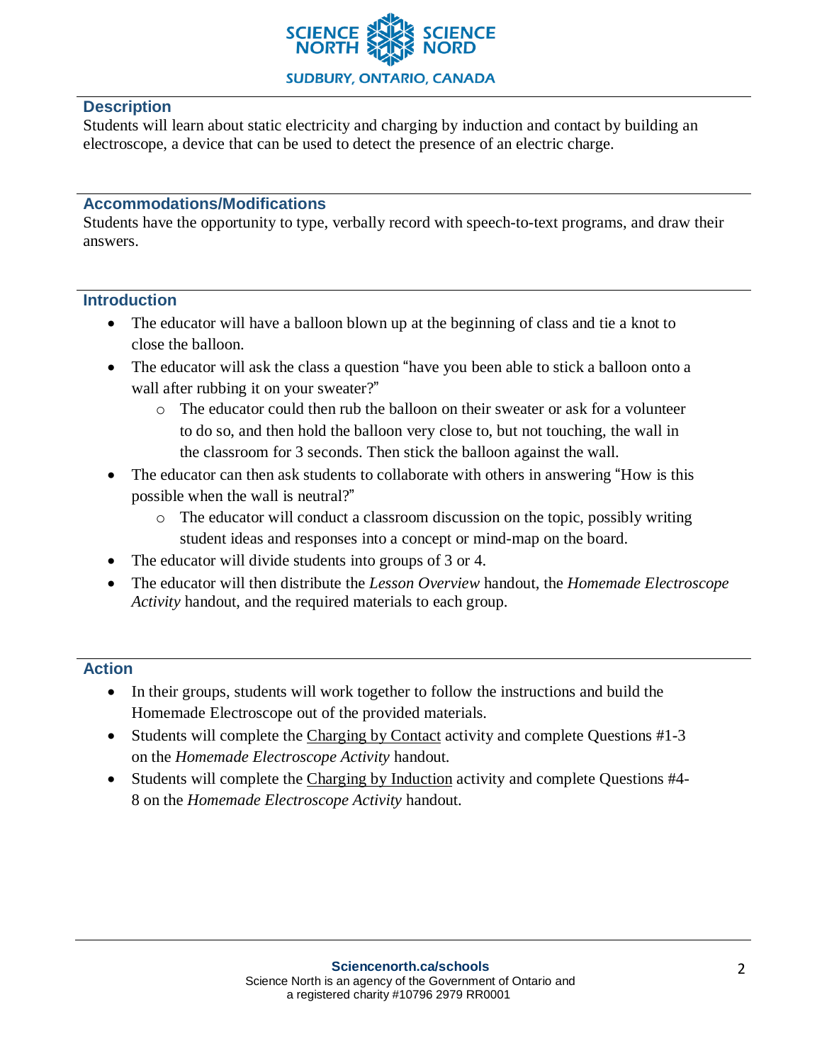## Description

Students will learn about static electricity and charging by induction and contact by building an electroscope, a device that can be used to detect the presence of an electric charge.

## Accommodations/Modifications

Students have the opportunity to type, verbally record with speech-to-text programs, and draw their answers.

## Introduction

- The educator will have a balloon blown up at the beginning of class and tie a knot to close the balloon.
- The educator will ask the class a question "have you been able to stick a balloon onto a wall after rubbing it on your sweater?"
    - The educator could then rub the balloon on their sweater or ask for a volunteer to do so, and then hold the balloon very close to, but not touching, the wall in the classroom for 3 seconds. Then stick the balloon against the wall.
- The educator can then ask students to collaborate with others in answering "How is this possible when the wall is neutral?"
    - The educator will conduct a classroom discussion on the topic, possibly writing student ideas and responses into a concept or mind-map on the board.
- The educator will divide students into groups of 3 or 4.
- The educator will then distribute the *Lesson Overview* handout, the *Homemade Electroscope Activity* handout, and the required materials to each group.

## Action

- In their groups, students will work together to follow the instructions and build the Homemade Electroscope out of the provided materials.
- Students will complete the Charging by Contact activity and complete Questions #1-3 on the *Homemade Electroscope Activity* handout.
- Students will complete the Charging by Induction activity and complete Questions #4-8 on the *Homemade Electroscope Activity* handout.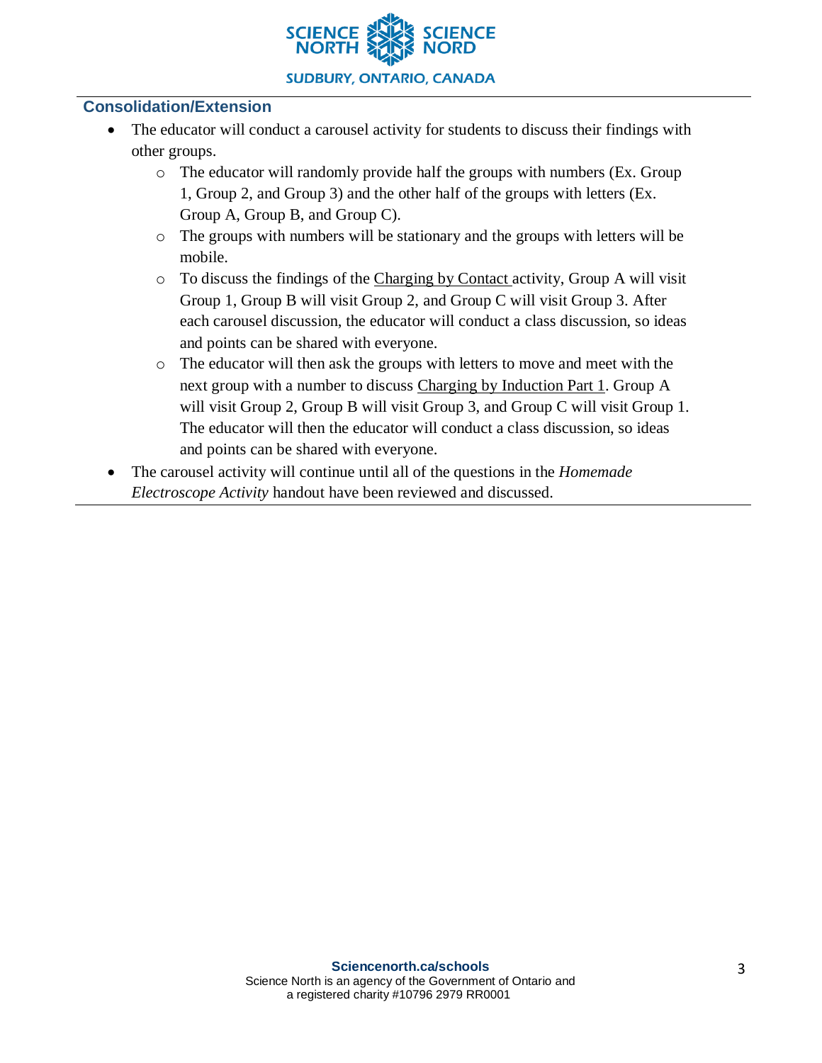### Consolidation/Extension

- The educator will conduct a carousel activity for students to discuss their findings with other groups.
  - The educator will randomly provide half the groups with numbers (Ex. Group 1, Group 2, and Group 3) and the other half of the groups with letters (Ex. Group A, Group B, and Group C).
  - The groups with numbers will be stationary and the groups with letters will be mobile.
  - To discuss the findings of the Charging by Contact activity, Group A will visit Group 1, Group B will visit Group 2, and Group C will visit Group 3. After each carousel discussion, the educator will conduct a class discussion, so ideas and points can be shared with everyone.
  - The educator will then ask the groups with letters to move and meet with the next group with a number to discuss Charging by Induction Part 1. Group A will visit Group 2, Group B will visit Group 3, and Group C will visit Group 1. The educator will then the educator will conduct a class discussion, so ideas and points can be shared with everyone.
- The carousel activity will continue until all of the questions in the *Homemade Electroscope Activity* handout have been reviewed and discussed.